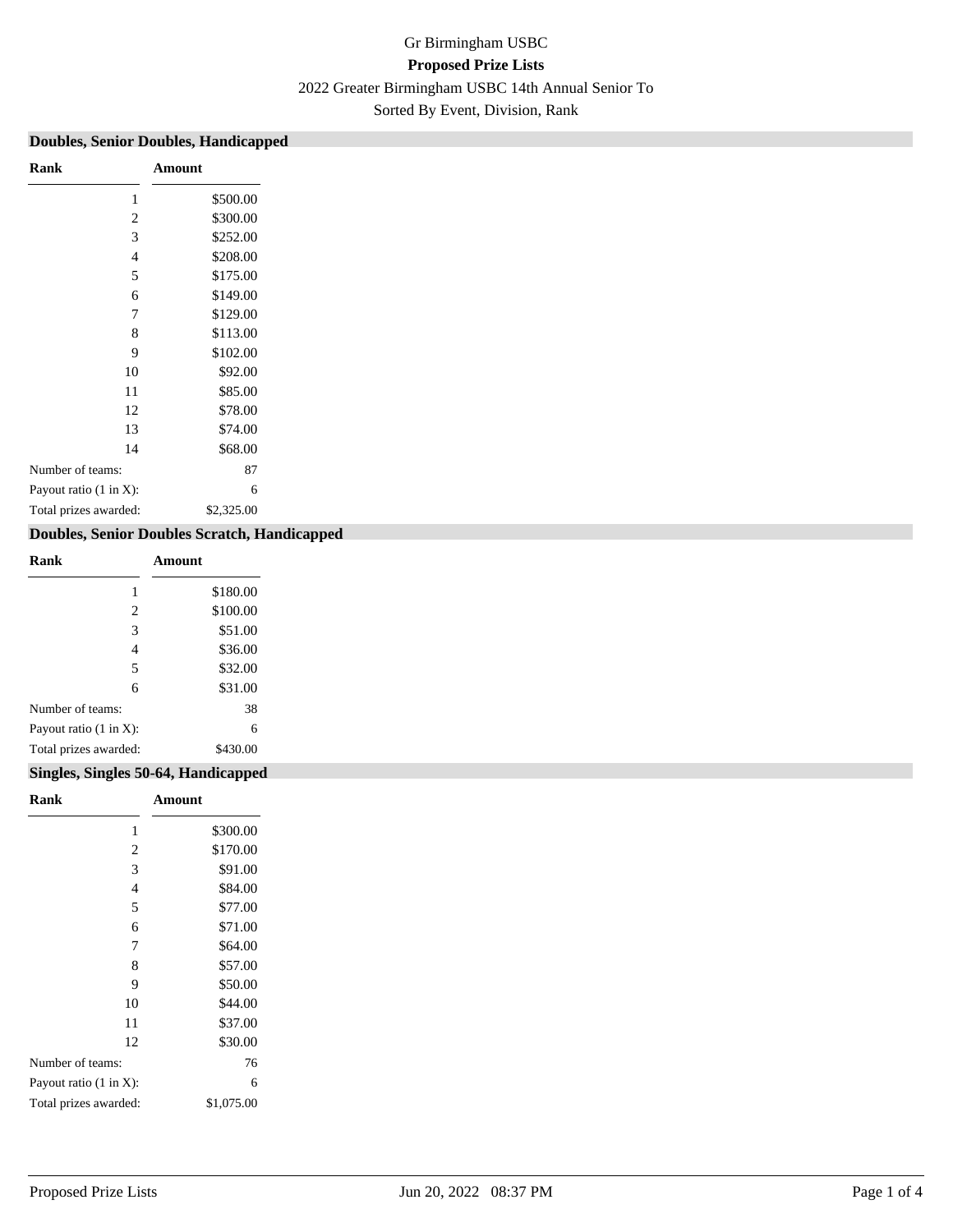Gr Birmingham USBC

**Proposed Prize Lists**

2022 Greater Birmingham USBC 14th Annual Senior To

Sorted By Event, Division, Rank

## Doubles, Senior Doubles, Handicapped

| Rank | Amount |
|---|---|
| 1 | $500.00 |
| 2 | $300.00 |
| 3 | $252.00 |
| 4 | $208.00 |
| 5 | $175.00 |
| 6 | $149.00 |
| 7 | $129.00 |
| 8 | $113.00 |
| 9 | $102.00 |
| 10 | $92.00 |
| 11 | $85.00 |
| 12 | $78.00 |
| 13 | $74.00 |
| 14 | $68.00 |
| Number of teams: | 87 |
| Payout ratio (1 in X): | 6 |
| Total prizes awarded: | $2,325.00 |

## Doubles, Senior Doubles Scratch, Handicapped

| Rank | Amount |
|---|---|
| 1 | $180.00 |
| 2 | $100.00 |
| 3 | $51.00 |
| 4 | $36.00 |
| 5 | $32.00 |
| 6 | $31.00 |
| Number of teams: | 38 |
| Payout ratio (1 in X): | 6 |
| Total prizes awarded: | $430.00 |

## Singles, Singles 50-64, Handicapped

| Rank | Amount |
|---|---|
| 1 | $300.00 |
| 2 | $170.00 |
| 3 | $91.00 |
| 4 | $84.00 |
| 5 | $77.00 |
| 6 | $71.00 |
| 7 | $64.00 |
| 8 | $57.00 |
| 9 | $50.00 |
| 10 | $44.00 |
| 11 | $37.00 |
| 12 | $30.00 |
| Number of teams: | 76 |
| Payout ratio (1 in X): | 6 |
| Total prizes awarded: | $1,075.00 |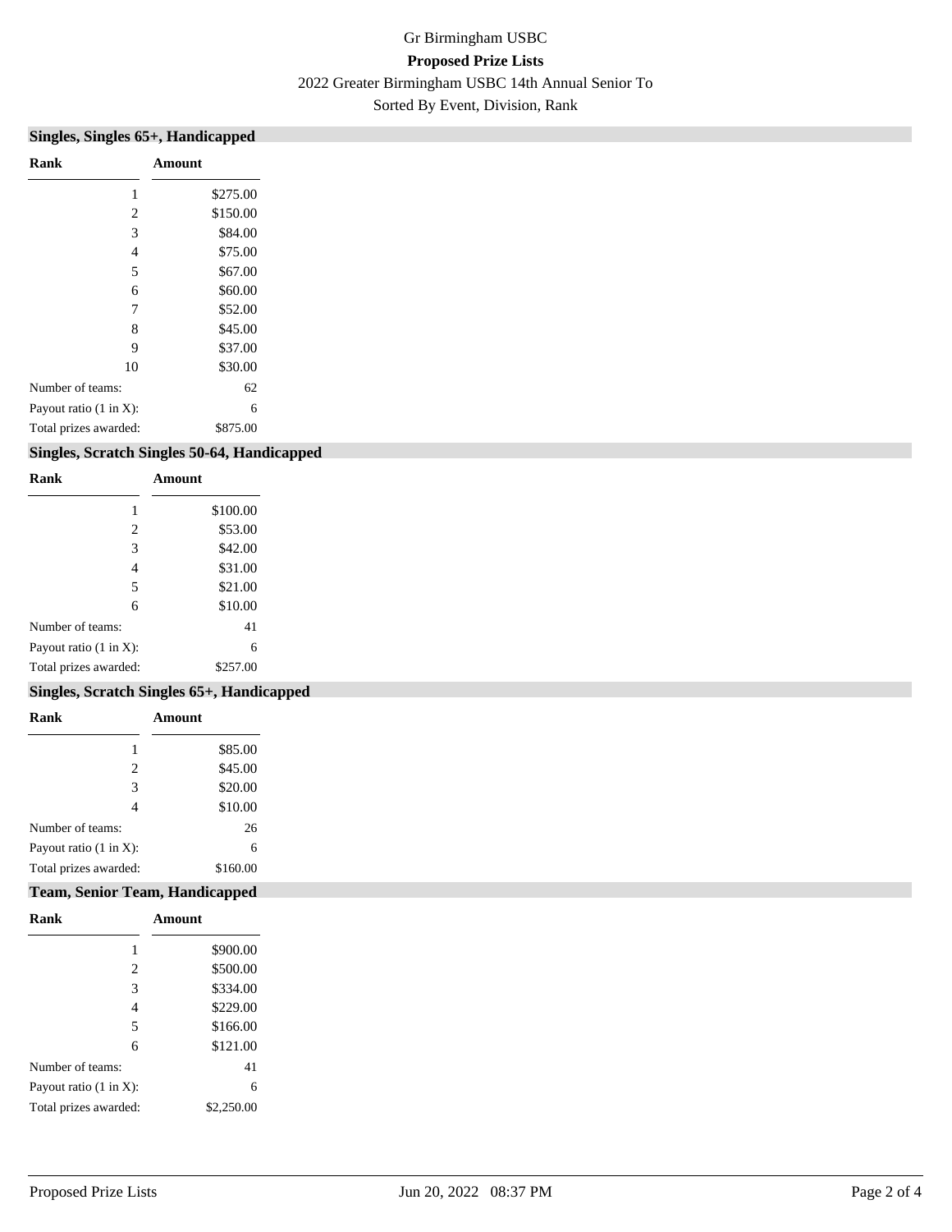Gr Birmingham USBC

**Proposed Prize Lists**

2022 Greater Birmingham USBC 14th Annual Senior To

Sorted By Event, Division, Rank

## Singles, Singles 65+, Handicapped

| Rank | Amount |
|---|---|
| 1 | $275.00 |
| 2 | $150.00 |
| 3 | $84.00 |
| 4 | $75.00 |
| 5 | $67.00 |
| 6 | $60.00 |
| 7 | $52.00 |
| 8 | $45.00 |
| 9 | $37.00 |
| 10 | $30.00 |
| Number of teams: | 62 |
| Payout ratio (1 in X): | 6 |
| Total prizes awarded: | $875.00 |

## Singles, Scratch Singles 50-64, Handicapped

| Rank | Amount |
|---|---|
| 1 | $100.00 |
| 2 | $53.00 |
| 3 | $42.00 |
| 4 | $31.00 |
| 5 | $21.00 |
| 6 | $10.00 |
| Number of teams: | 41 |
| Payout ratio (1 in X): | 6 |
| Total prizes awarded: | $257.00 |

## Singles, Scratch Singles 65+, Handicapped

| Rank | Amount |
|---|---|
| 1 | $85.00 |
| 2 | $45.00 |
| 3 | $20.00 |
| 4 | $10.00 |
| Number of teams: | 26 |
| Payout ratio (1 in X): | 6 |
| Total prizes awarded: | $160.00 |

## Team, Senior Team, Handicapped

| Rank | Amount |
|---|---|
| 1 | $900.00 |
| 2 | $500.00 |
| 3 | $334.00 |
| 4 | $229.00 |
| 5 | $166.00 |
| 6 | $121.00 |
| Number of teams: | 41 |
| Payout ratio (1 in X): | 6 |
| Total prizes awarded: | $2,250.00 |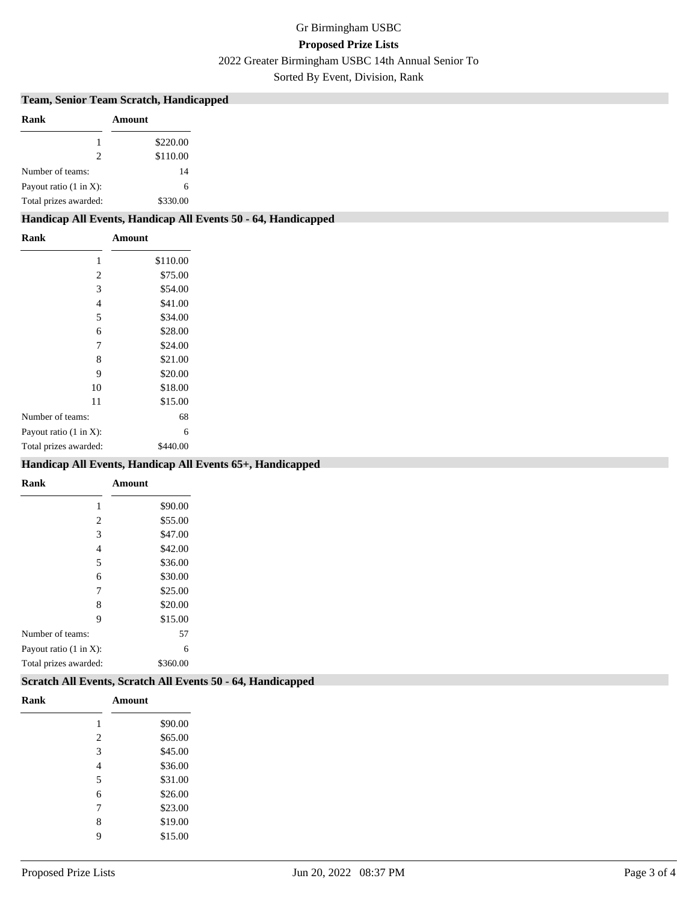Gr Birmingham USBC

**Proposed Prize Lists**

2022 Greater Birmingham USBC 14th Annual Senior To

Sorted By Event, Division, Rank

## Team, Senior Team Scratch, Handicapped

| Rank | Amount |
|---|---|
| 1 | $220.00 |
| 2 | $110.00 |
| Number of teams: | 14 |
| Payout ratio (1 in X): | 6 |
| Total prizes awarded: | $330.00 |

## Handicap All Events, Handicap All Events 50 - 64, Handicapped

| Rank | Amount |
|---|---|
| 1 | $110.00 |
| 2 | $75.00 |
| 3 | $54.00 |
| 4 | $41.00 |
| 5 | $34.00 |
| 6 | $28.00 |
| 7 | $24.00 |
| 8 | $21.00 |
| 9 | $20.00 |
| 10 | $18.00 |
| 11 | $15.00 |
| Number of teams: | 68 |
| Payout ratio (1 in X): | 6 |
| Total prizes awarded: | $440.00 |

## Handicap All Events, Handicap All Events 65+, Handicapped

| Rank | Amount |
|---|---|
| 1 | $90.00 |
| 2 | $55.00 |
| 3 | $47.00 |
| 4 | $42.00 |
| 5 | $36.00 |
| 6 | $30.00 |
| 7 | $25.00 |
| 8 | $20.00 |
| 9 | $15.00 |
| Number of teams: | 57 |
| Payout ratio (1 in X): | 6 |
| Total prizes awarded: | $360.00 |

## Scratch All Events, Scratch All Events 50 - 64, Handicapped

| Rank | Amount |
|---|---|
| 1 | $90.00 |
| 2 | $65.00 |
| 3 | $45.00 |
| 4 | $36.00 |
| 5 | $31.00 |
| 6 | $26.00 |
| 7 | $23.00 |
| 8 | $19.00 |
| 9 | $15.00 |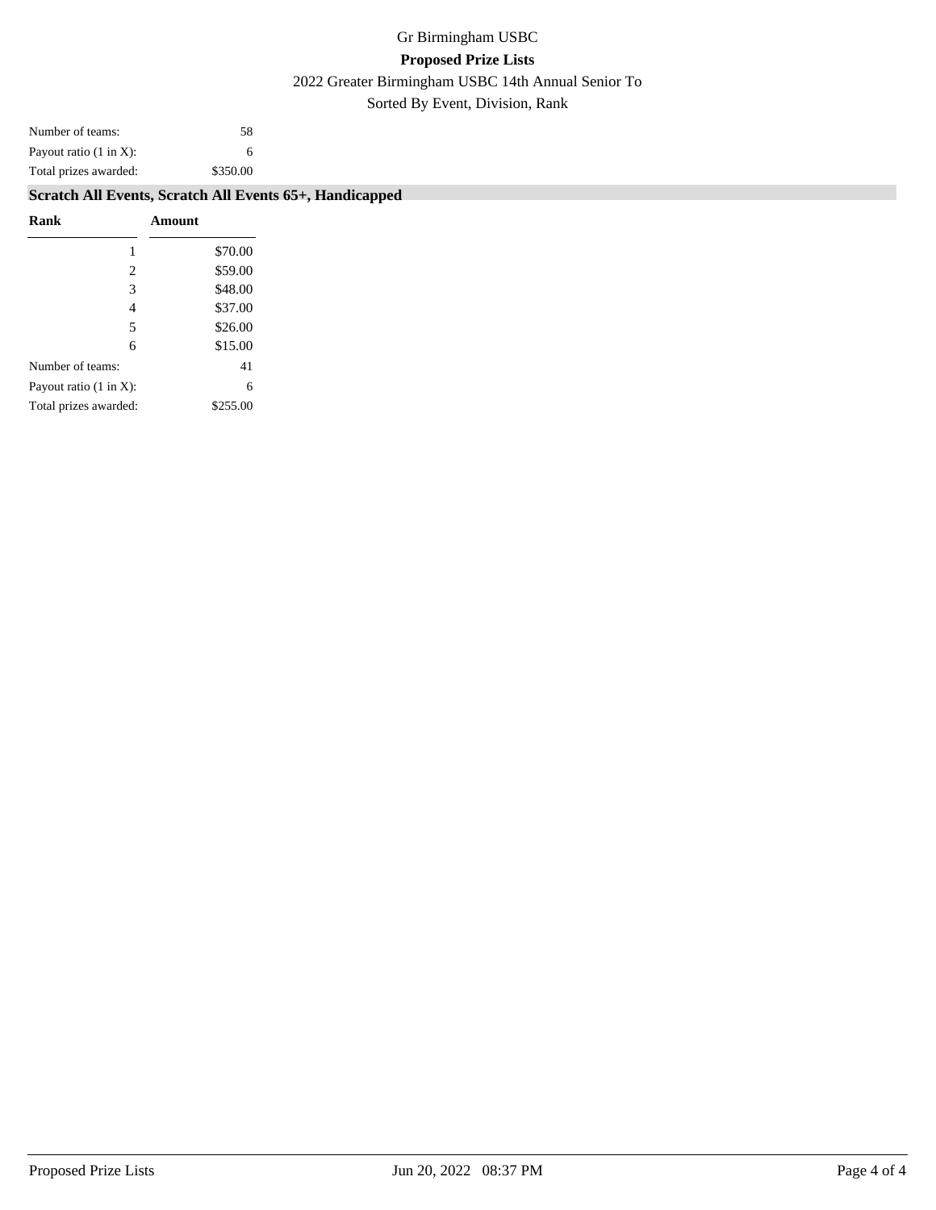Gr Birmingham USBC

**Proposed Prize Lists**

2022 Greater Birmingham USBC 14th Annual Senior To

Sorted By Event, Division, Rank

| | |
|---|---|
| Number of teams: | 58 |
| Payout ratio (1 in X): | 6 |
| Total prizes awarded: | $350.00 |

### Scratch All Events, Scratch All Events 65+, Handicapped

| Rank | Amount |
|---|---|
| 1 | $70.00 |
| 2 | $59.00 |
| 3 | $48.00 |
| 4 | $37.00 |
| 5 | $26.00 |
| 6 | $15.00 |
| Number of teams: | 41 |
| Payout ratio (1 in X): | 6 |
| Total prizes awarded: | $255.00 |